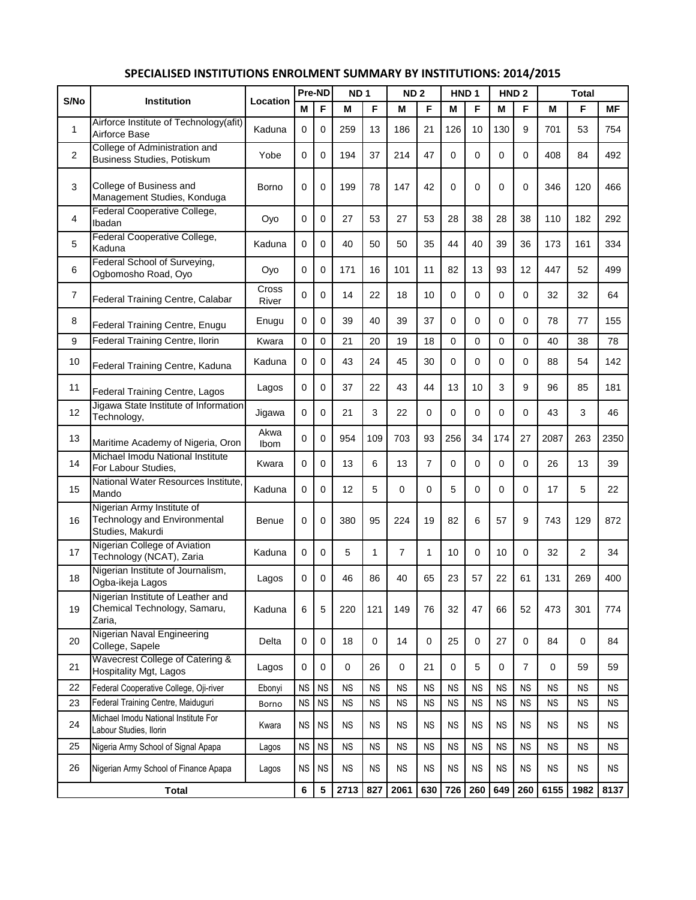## SPECIALISED INSTITUTIONS ENROLMENT SUMMARY BY INSTITUTIONS: 2014/2015

| S/No | Institution | Location | Pre-ND | | ND 1 | | ND 2 | | HND 1 | | HND 2 | | Total | | |
|---|---|---|---|---|---|---|---|---|---|---|---|---|---|---|---|
| | | | M | F | M | F | M | F | M | F | M | F | M | F | MF |
| 1 | Airforce Institute of Technology(afit) Airforce Base | Kaduna | 0 | 0 | 259 | 13 | 186 | 21 | 126 | 10 | 130 | 9 | 701 | 53 | 754 |
| 2 | College of Administration and Business Studies, Potiskum | Yobe | 0 | 0 | 194 | 37 | 214 | 47 | 0 | 0 | 0 | 0 | 408 | 84 | 492 |
| 3 | College of Business and Management Studies, Konduga | Borno | 0 | 0 | 199 | 78 | 147 | 42 | 0 | 0 | 0 | 0 | 346 | 120 | 466 |
| 4 | Federal Cooperative College, Ibadan | Oyo | 0 | 0 | 27 | 53 | 27 | 53 | 28 | 38 | 28 | 38 | 110 | 182 | 292 |
| 5 | Federal Cooperative College, Kaduna | Kaduna | 0 | 0 | 40 | 50 | 50 | 35 | 44 | 40 | 39 | 36 | 173 | 161 | 334 |
| 6 | Federal School of Surveying, Ogbomosho Road, Oyo | Oyo | 0 | 0 | 171 | 16 | 101 | 11 | 82 | 13 | 93 | 12 | 447 | 52 | 499 |
| 7 | Federal Training Centre, Calabar | Cross River | 0 | 0 | 14 | 22 | 18 | 10 | 0 | 0 | 0 | 0 | 32 | 32 | 64 |
| 8 | Federal Training Centre, Enugu | Enugu | 0 | 0 | 39 | 40 | 39 | 37 | 0 | 0 | 0 | 0 | 78 | 77 | 155 |
| 9 | Federal Training Centre, Ilorin | Kwara | 0 | 0 | 21 | 20 | 19 | 18 | 0 | 0 | 0 | 0 | 40 | 38 | 78 |
| 10 | Federal Training Centre, Kaduna | Kaduna | 0 | 0 | 43 | 24 | 45 | 30 | 0 | 0 | 0 | 0 | 88 | 54 | 142 |
| 11 | Federal Training Centre, Lagos | Lagos | 0 | 0 | 37 | 22 | 43 | 44 | 13 | 10 | 3 | 9 | 96 | 85 | 181 |
| 12 | Jigawa State Institute of Information Technology, | Jigawa | 0 | 0 | 21 | 3 | 22 | 0 | 0 | 0 | 0 | 0 | 43 | 3 | 46 |
| 13 | Maritime Academy of Nigeria, Oron | Akwa Ibom | 0 | 0 | 954 | 109 | 703 | 93 | 256 | 34 | 174 | 27 | 2087 | 263 | 2350 |
| 14 | Michael Imodu National Institute For Labour Studies, | Kwara | 0 | 0 | 13 | 6 | 13 | 7 | 0 | 0 | 0 | 0 | 26 | 13 | 39 |
| 15 | National Water Resources Institute, Mando | Kaduna | 0 | 0 | 12 | 5 | 0 | 0 | 5 | 0 | 0 | 0 | 17 | 5 | 22 |
| 16 | Nigerian Army Institute of Technology and Environmental Studies, Makurdi | Benue | 0 | 0 | 380 | 95 | 224 | 19 | 82 | 6 | 57 | 9 | 743 | 129 | 872 |
| 17 | Nigerian College of Aviation Technology (NCAT), Zaria | Kaduna | 0 | 0 | 5 | 1 | 7 | 1 | 10 | 0 | 10 | 0 | 32 | 2 | 34 |
| 18 | Nigerian Institute of Journalism, Ogba-ikeja Lagos | Lagos | 0 | 0 | 46 | 86 | 40 | 65 | 23 | 57 | 22 | 61 | 131 | 269 | 400 |
| 19 | Nigerian Institute of Leather and Chemical Technology, Samaru, Zaria, | Kaduna | 6 | 5 | 220 | 121 | 149 | 76 | 32 | 47 | 66 | 52 | 473 | 301 | 774 |
| 20 | Nigerian Naval Engineering College, Sapele | Delta | 0 | 0 | 18 | 0 | 14 | 0 | 25 | 0 | 27 | 0 | 84 | 0 | 84 |
| 21 | Wavecrest College of Catering & Hospitality Mgt, Lagos | Lagos | 0 | 0 | 0 | 26 | 0 | 21 | 0 | 5 | 0 | 7 | 0 | 59 | 59 |
| 22 | Federal Cooperative College, Oji-river | Ebonyi | NS | NS | NS | NS | NS | NS | NS | NS | NS | NS | NS | NS | NS |
| 23 | Federal Training Centre, Maiduguri | Borno | NS | NS | NS | NS | NS | NS | NS | NS | NS | NS | NS | NS | NS |
| 24 | Michael Imodu National Institute For Labour Studies, Ilorin | Kwara | NS | NS | NS | NS | NS | NS | NS | NS | NS | NS | NS | NS | NS |
| 25 | Nigeria Army School of Signal Apapa | Lagos | NS | NS | NS | NS | NS | NS | NS | NS | NS | NS | NS | NS | NS |
| 26 | Nigerian Army School of Finance Apapa | Lagos | NS | NS | NS | NS | NS | NS | NS | NS | NS | NS | NS | NS | NS |
| **Total** | | | **6** | **5** | **2713** | **827** | **2061** | **630** | **726** | **260** | **649** | **260** | **6155** | **1982** | **8137** |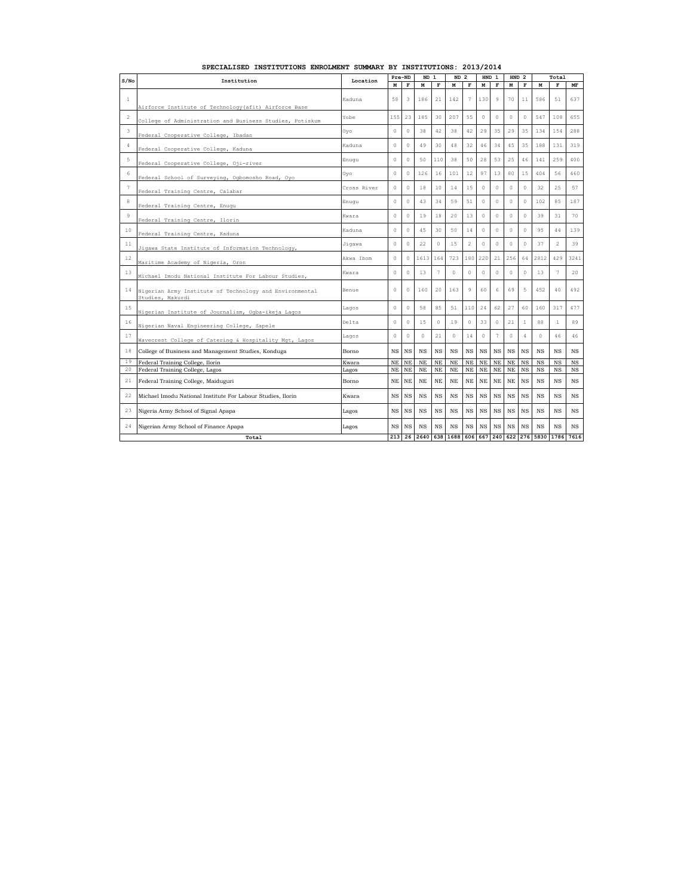## SPECIALISED INSTITUTIONS ENROLMENT SUMMARY BY INSTITUTIONS: 2013/2014

| S/No | Institution | Location | Pre-ND | | ND 1 | | ND 2 | | HND 1 | | HND 2 | | Total | | |
|---|---|---|---|---|---|---|---|---|---|---|---|---|---|---|---|
| | | | M | F | M | F | M | F | M | F | M | F | M | F | MF |
| 1 | Airforce Institute of Technology(afit) Airforce Base | Kaduna | 58 | 3 | 186 | 21 | 142 | 7 | 130 | 9 | 70 | 11 | 586 | 51 | 637 |
| 2 | College of Administration and Business Studies, Potiskum | Yobe | 155 | 23 | 185 | 30 | 207 | 55 | 0 | 0 | 0 | 0 | 547 | 108 | 655 |
| 3 | Federal Cooperative College, Ibadan | Oyo | 0 | 0 | 38 | 42 | 38 | 42 | 29 | 35 | 29 | 35 | 134 | 154 | 288 |
| 4 | Federal Cooperative College, Kaduna | Kaduna | 0 | 0 | 49 | 30 | 48 | 32 | 46 | 34 | 45 | 35 | 188 | 131 | 319 |
| 5 | Federal Cooperative College, Oji-river | Enugu | 0 | 0 | 50 | 110 | 38 | 50 | 28 | 53 | 25 | 46 | 141 | 259 | 400 |
| 6 | Federal School of Surveying, Ogbomosho Road, Oyo | Oyo | 0 | 0 | 126 | 16 | 101 | 12 | 97 | 13 | 80 | 15 | 404 | 56 | 460 |
| 7 | Federal Training Centre, Calabar | Cross River | 0 | 0 | 18 | 10 | 14 | 15 | 0 | 0 | 0 | 0 | 32 | 25 | 57 |
| 8 | Federal Training Centre, Enugu | Enugu | 0 | 0 | 43 | 34 | 59 | 51 | 0 | 0 | 0 | 0 | 102 | 85 | 187 |
| 9 | Federal Training Centre, Ilorin | Kwara | 0 | 0 | 19 | 18 | 20 | 13 | 0 | 0 | 0 | 0 | 39 | 31 | 70 |
| 10 | Federal Training Centre, Kaduna | Kaduna | 0 | 0 | 45 | 30 | 50 | 14 | 0 | 0 | 0 | 0 | 95 | 44 | 139 |
| 11 | Jigawa State Institute of Information Technology, | Jigawa | 0 | 0 | 22 | 0 | 15 | 2 | 0 | 0 | 0 | 0 | 37 | 2 | 39 |
| 12 | Maritime Academy of Nigeria, Oron | Akwa Ibom | 0 | 0 | 1613 | 164 | 723 | 180 | 220 | 21 | 256 | 64 | 2812 | 429 | 3241 |
| 13 | Michael Imodu National Institute For Labour Studies, | Kwara | 0 | 0 | 13 | 7 | 0 | 0 | 0 | 0 | 0 | 0 | 13 | 7 | 20 |
| 14 | Nigerian Army Institute of Technology and Environmental Studies, Makurdi | Benue | 0 | 0 | 160 | 20 | 163 | 9 | 60 | 6 | 69 | 5 | 452 | 40 | 492 |
| 15 | Nigerian Institute of Journalism, Ogba-ikeja Lagos | Lagos | 0 | 0 | 58 | 85 | 51 | 110 | 24 | 62 | 27 | 60 | 160 | 317 | 477 |
| 16 | Nigerian Naval Engineering College, Sapele | Delta | 0 | 0 | 15 | 0 | 19 | 0 | 33 | 0 | 21 | 1 | 88 | 1 | 89 |
| 17 | Wavecrest College of Catering & Hospitality Mgt, Lagos | Lagos | 0 | 0 | 0 | 21 | 0 | 14 | 0 | 7 | 0 | 4 | 0 | 46 | 46 |
| 18 | College of Business and Management Studies, Konduga | Borno | NS | NS | NS | NS | NS | NS | NS | NS | NS | NS | NS | NS | NS |
| 19 | Federal Training College, Ilorin | Kwara | NE | NE | NE | NE | NE | NE | NE | NE | NE | NS | NS | NS | NS |
| 20 | Federal Training College, Lagos | Lagos | NE | NE | NE | NE | NE | NE | NE | NE | NE | NS | NS | NS | NS |
| 21 | Federal Training College, Maiduguri | Borno | NE | NE | NE | NE | NE | NE | NE | NE | NE | NS | NS | NS | NS |
| 22 | Michael Imodu National Institute For Labour Studies, Ilorin | Kwara | NS | NS | NS | NS | NS | NS | NS | NS | NS | NS | NS | NS | NS |
| 23 | Nigeria Army School of Signal Apapa | Lagos | NS | NS | NS | NS | NS | NS | NS | NS | NS | NS | NS | NS | NS |
| 24 | Nigerian Army School of Finance Apapa | Lagos | NS | NS | NS | NS | NS | NS | NS | NS | NS | NS | NS | NS | NS |
| | **Total** | | **213** | **26** | **2640** | **638** | **1688** | **606** | **667** | **240** | **622** | **276** | **5830** | **1786** | **7616** |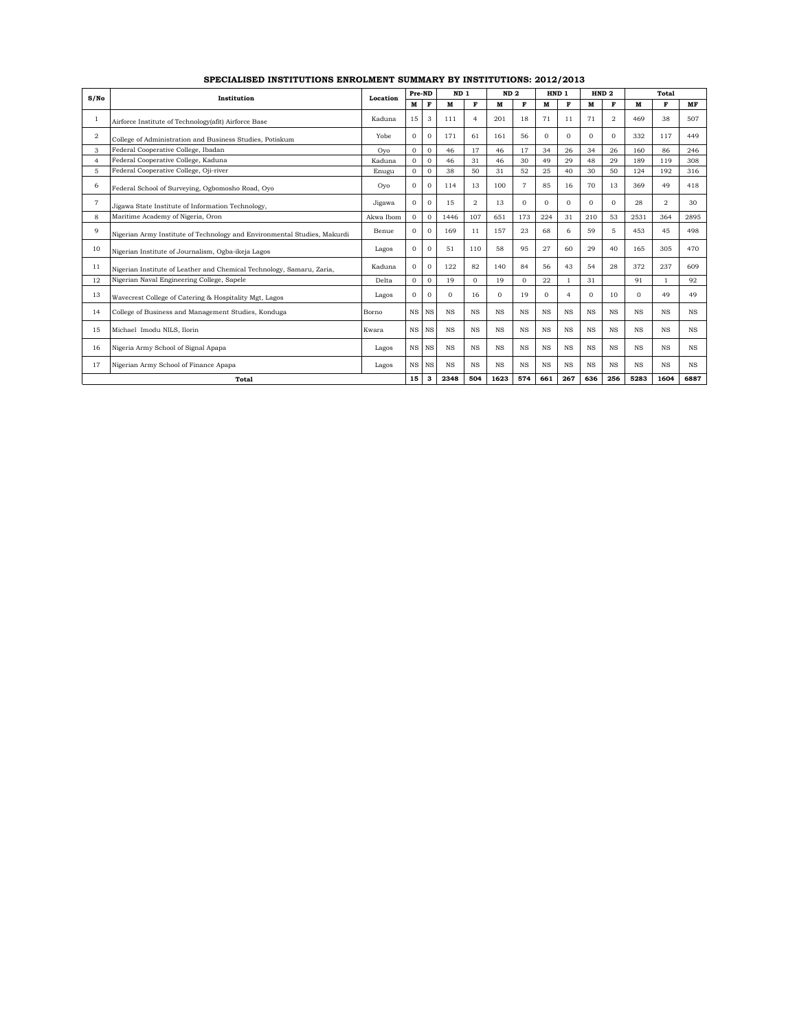## SPECIALISED INSTITUTIONS ENROLMENT SUMMARY BY INSTITUTIONS: 2012/2013

| S/No | Institution | Location | Pre-ND | | ND 1 | | ND 2 | | HND 1 | | HND 2 | | Total | | |
|---|---|---|---|---|---|---|---|---|---|---|---|---|---|---|---|
| | | | M | F | M | F | M | F | M | F | M | F | M | F | MF |
| 1 | Airforce Institute of Technology(afit) Airforce Base | Kaduna | 15 | 3 | 111 | 4 | 201 | 18 | 71 | 11 | 71 | 2 | 469 | 38 | 507 |
| 2 | College of Administration and Business Studies, Potiskum | Yobe | 0 | 0 | 171 | 61 | 161 | 56 | 0 | 0 | 0 | 0 | 332 | 117 | 449 |
| 3 | Federal Cooperative College, Ibadan | Oyo | 0 | 0 | 46 | 17 | 46 | 17 | 34 | 26 | 34 | 26 | 160 | 86 | 246 |
| 4 | Federal Cooperative College, Kaduna | Kaduna | 0 | 0 | 46 | 31 | 46 | 30 | 49 | 29 | 48 | 29 | 189 | 119 | 308 |
| 5 | Federal Cooperative College, Oji-river | Enugu | 0 | 0 | 38 | 50 | 31 | 52 | 25 | 40 | 30 | 50 | 124 | 192 | 316 |
| 6 | Federal School of Surveying, Ogbomosho Road, Oyo | Oyo | 0 | 0 | 114 | 13 | 100 | 7 | 85 | 16 | 70 | 13 | 369 | 49 | 418 |
| 7 | Jigawa State Institute of Information Technology, | Jigawa | 0 | 0 | 15 | 2 | 13 | 0 | 0 | 0 | 0 | 0 | 28 | 2 | 30 |
| 8 | Maritime Academy of Nigeria, Oron | Akwa Ibom | 0 | 0 | 1446 | 107 | 651 | 173 | 224 | 31 | 210 | 53 | 2531 | 364 | 2895 |
| 9 | Nigerian Army Institute of Technology and Environmental Studies, Makurdi | Benue | 0 | 0 | 169 | 11 | 157 | 23 | 68 | 6 | 59 | 5 | 453 | 45 | 498 |
| 10 | Nigerian Institute of Journalism, Ogba-ikeja Lagos | Lagos | 0 | 0 | 51 | 110 | 58 | 95 | 27 | 60 | 29 | 40 | 165 | 305 | 470 |
| 11 | Nigerian Institute of Leather and Chemical Technology, Samaru, Zaria, | Kaduna | 0 | 0 | 122 | 82 | 140 | 84 | 56 | 43 | 54 | 28 | 372 | 237 | 609 |
| 12 | Nigerian Naval Engineering College, Sapele | Delta | 0 | 0 | 19 | 0 | 19 | 0 | 22 | 1 | 31 | | 91 | 1 | 92 |
| 13 | Wavecrest College of Catering & Hospitality Mgt, Lagos | Lagos | 0 | 0 | 0 | 16 | 0 | 19 | 0 | 4 | 0 | 10 | 0 | 49 | 49 |
| 14 | College of Business and Management Studies, Konduga | Borno | NS | NS | NS | NS | NS | NS | NS | NS | NS | NS | NS | NS | NS |
| 15 | Michael Imodu NILS, Ilorin | Kwara | NS | NS | NS | NS | NS | NS | NS | NS | NS | NS | NS | NS | NS |
| 16 | Nigeria Army School of Signal Apapa | Lagos | NS | NS | NS | NS | NS | NS | NS | NS | NS | NS | NS | NS | NS |
| 17 | Nigerian Army School of Finance Apapa | Lagos | NS | NS | NS | NS | NS | NS | NS | NS | NS | NS | NS | NS | NS |
| **Total** | | | **15** | **3** | **2348** | **504** | **1623** | **574** | **661** | **267** | **636** | **256** | **5283** | **1604** | **6887** |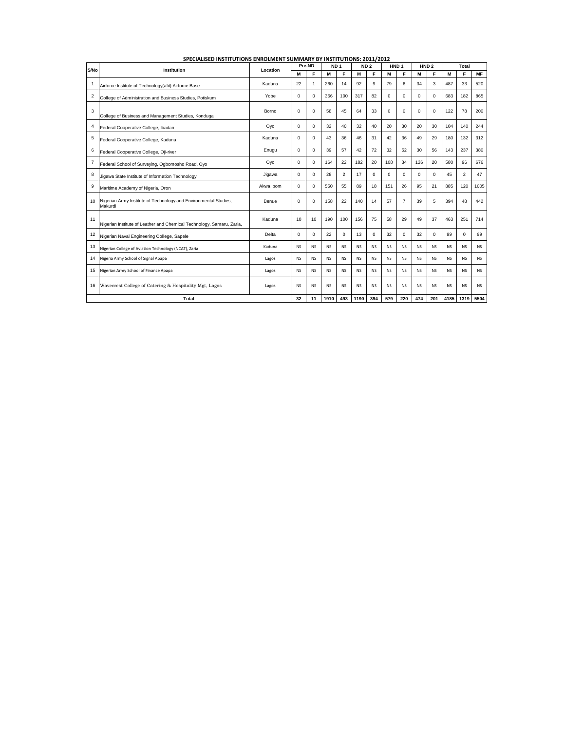**SPECIALISED INSTITUTIONS ENROLMENT SUMMARY BY INSTITUTIONS: 2011/2012**

| S/No | Institution | Location | Pre-ND | | ND 1 | | ND 2 | | HND 1 | | HND 2 | | Total | | |
|---|---|---|---|---|---|---|---|---|---|---|---|---|---|---|---|
| | | | M | F | M | F | M | F | M | F | M | F | M | F | MF |
| 1 | Airforce Institute of Technology(afit) Airforce Base | Kaduna | 22 | 1 | 260 | 14 | 92 | 9 | 79 | 6 | 34 | 3 | 487 | 33 | 520 |
| 2 | College of Administration and Business Studies, Potiskum | Yobe | 0 | 0 | 366 | 100 | 317 | 82 | 0 | 0 | 0 | 0 | 683 | 182 | 865 |
| 3 | College of Business and Management Studies, Konduga | Borno | 0 | 0 | 58 | 45 | 64 | 33 | 0 | 0 | 0 | 0 | 122 | 78 | 200 |
| 4 | Federal Cooperative College, Ibadan | Oyo | 0 | 0 | 32 | 40 | 32 | 40 | 20 | 30 | 20 | 30 | 104 | 140 | 244 |
| 5 | Federal Cooperative College, Kaduna | Kaduna | 0 | 0 | 43 | 36 | 46 | 31 | 42 | 36 | 49 | 29 | 180 | 132 | 312 |
| 6 | Federal Cooperative College, Oji-river | Enugu | 0 | 0 | 39 | 57 | 42 | 72 | 32 | 52 | 30 | 56 | 143 | 237 | 380 |
| 7 | Federal School of Surveying, Ogbomosho Road, Oyo | Oyo | 0 | 0 | 164 | 22 | 182 | 20 | 108 | 34 | 126 | 20 | 580 | 96 | 676 |
| 8 | Jigawa State Institute of Information Technology, | Jigawa | 0 | 0 | 28 | 2 | 17 | 0 | 0 | 0 | 0 | 0 | 45 | 2 | 47 |
| 9 | Maritime Academy of Nigeria, Oron | Akwa Ibom | 0 | 0 | 550 | 55 | 89 | 18 | 151 | 26 | 95 | 21 | 885 | 120 | 1005 |
| 10 | Nigerian Army Institute of Technology and Environmental Studies, Makurdi | Benue | 0 | 0 | 158 | 22 | 140 | 14 | 57 | 7 | 39 | 5 | 394 | 48 | 442 |
| 11 | Nigerian Institute of Leather and Chemical Technology, Samaru, Zaria, | Kaduna | 10 | 10 | 190 | 100 | 156 | 75 | 58 | 29 | 49 | 37 | 463 | 251 | 714 |
| 12 | Nigerian Naval Engineering College, Sapele | Delta | 0 | 0 | 22 | 0 | 13 | 0 | 32 | 0 | 32 | 0 | 99 | 0 | 99 |
| 13 | Nigerian College of Aviation Technology (NCAT), Zaria | Kaduna | NS | NS | NS | NS | NS | NS | NS | NS | NS | NS | NS | NS | NS |
| 14 | Nigeria Army School of Signal Apapa | Lagos | NS | NS | NS | NS | NS | NS | NS | NS | NS | NS | NS | NS | NS |
| 15 | Nigerian Army School of Finance Apapa | Lagos | NS | NS | NS | NS | NS | NS | NS | NS | NS | NS | NS | NS | NS |
| 16 | Wavecrest College of Catering & Hospitality Mgt, Lagos | Lagos | NS | NS | NS | NS | NS | NS | NS | NS | NS | NS | NS | NS | NS |
| | **Total** | | **32** | **11** | **1910** | **493** | **1190** | **394** | **579** | **220** | **474** | **201** | **4185** | **1319** | **5504** |